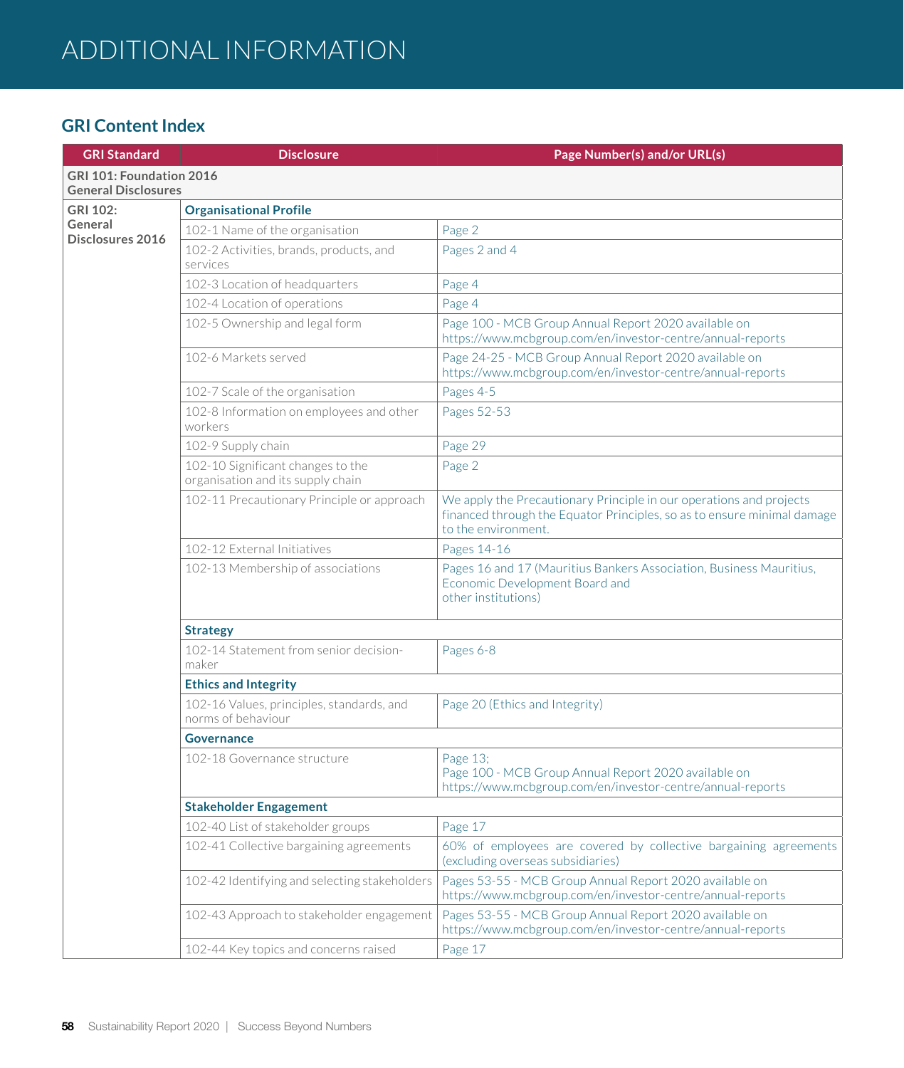# ADDITIONAL INFORMATION

## GRI Content Index

| GRI Standard | Disclosure | Page Number(s) and/or URL(s) |
|---|---|---|
| **GRI 101: Foundation 2016 General Disclosures** | | |
| **GRI 102: General Disclosures 2016** | **Organisational Profile** | |
| | 102-1 Name of the organisation | Page 2 |
| | 102-2 Activities, brands, products, and services | Pages 2 and 4 |
| | 102-3 Location of headquarters | Page 4 |
| | 102-4 Location of operations | Page 4 |
| | 102-5 Ownership and legal form | Page 100 - MCB Group Annual Report 2020 available on https://www.mcbgroup.com/en/investor-centre/annual-reports |
| | 102-6 Markets served | Page 24-25 - MCB Group Annual Report 2020 available on https://www.mcbgroup.com/en/investor-centre/annual-reports |
| | 102-7 Scale of the organisation | Pages 4-5 |
| | 102-8 Information on employees and other workers | Pages 52-53 |
| | 102-9 Supply chain | Page 29 |
| | 102-10 Significant changes to the organisation and its supply chain | Page 2 |
| | 102-11 Precautionary Principle or approach | We apply the Precautionary Principle in our operations and projects financed through the Equator Principles, so as to ensure minimal damage to the environment. |
| | 102-12 External Initiatives | Pages 14-16 |
| | 102-13 Membership of associations | Pages 16 and 17 (Mauritius Bankers Association, Business Mauritius, Economic Development Board and other institutions) |
| | **Strategy** | |
| | 102-14 Statement from senior decision-maker | Pages 6-8 |
| | **Ethics and Integrity** | |
| | 102-16 Values, principles, standards, and norms of behaviour | Page 20 (Ethics and Integrity) |
| | **Governance** | |
| | 102-18 Governance structure | Page 13; Page 100 - MCB Group Annual Report 2020 available on https://www.mcbgroup.com/en/investor-centre/annual-reports |
| | **Stakeholder Engagement** | |
| | 102-40 List of stakeholder groups | Page 17 |
| | 102-41 Collective bargaining agreements | 60% of employees are covered by collective bargaining agreements (excluding overseas subsidiaries) |
| | 102-42 Identifying and selecting stakeholders | Pages 53-55 - MCB Group Annual Report 2020 available on https://www.mcbgroup.com/en/investor-centre/annual-reports |
| | 102-43 Approach to stakeholder engagement | Pages 53-55 - MCB Group Annual Report 2020 available on https://www.mcbgroup.com/en/investor-centre/annual-reports |
| | 102-44 Key topics and concerns raised | Page 17 |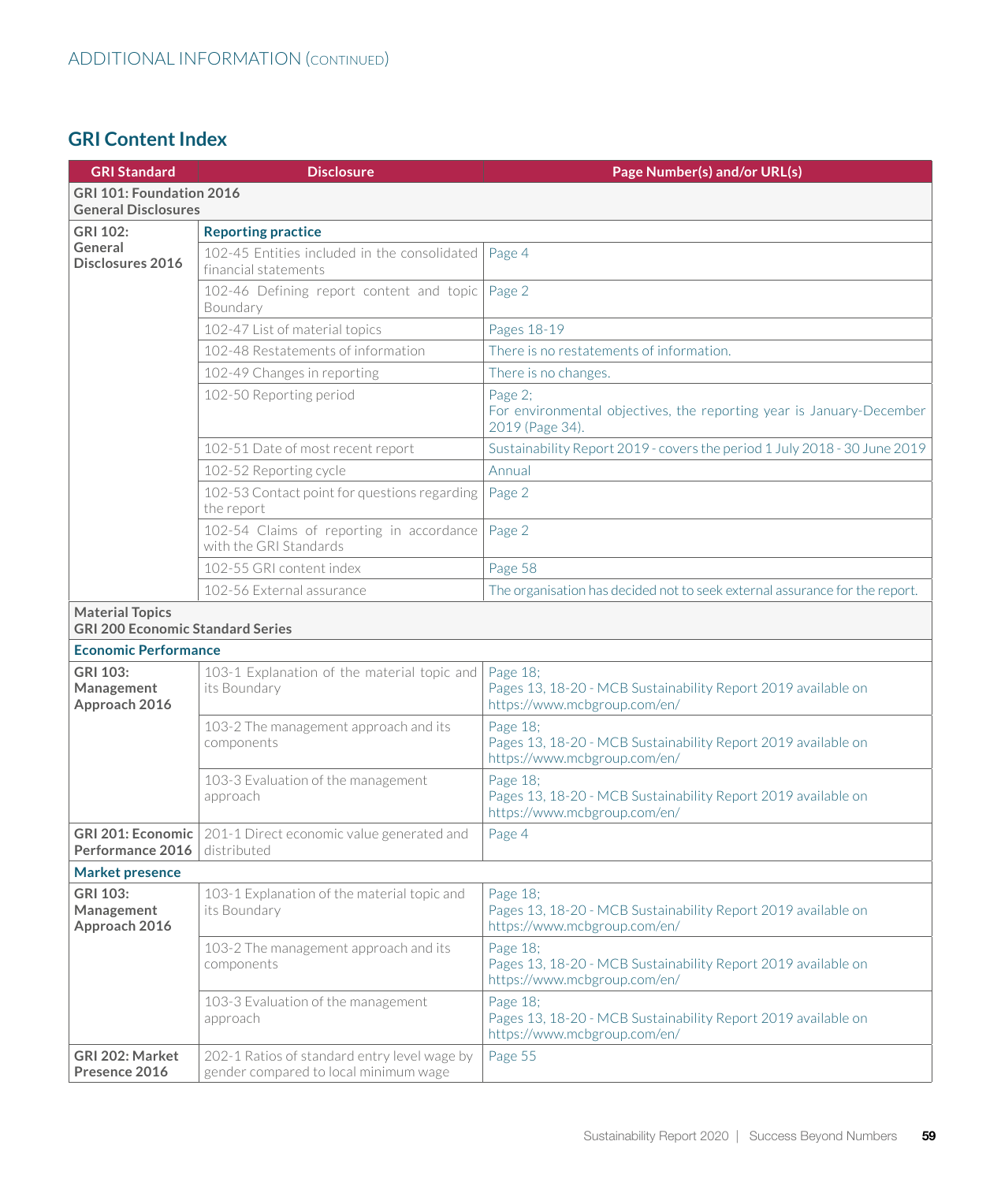ADDITIONAL INFORMATION (CONTINUED)

## GRI Content Index

| GRI Standard | Disclosure | Page Number(s) and/or URL(s) |
|---|---|---|
| **GRI 101: Foundation 2016 General Disclosures** | | |
| **GRI 102: General Disclosures 2016** | **Reporting practice** | |
| | 102-45 Entities included in the consolidated financial statements | Page 4 |
| | 102-46 Defining report content and topic Boundary | Page 2 |
| | 102-47 List of material topics | Pages 18-19 |
| | 102-48 Restatements of information | There is no restatements of information. |
| | 102-49 Changes in reporting | There is no changes. |
| | 102-50 Reporting period | Page 2; For environmental objectives, the reporting year is January-December 2019 (Page 34). |
| | 102-51 Date of most recent report | Sustainability Report 2019 - covers the period 1 July 2018 - 30 June 2019 |
| | 102-52 Reporting cycle | Annual |
| | 102-53 Contact point for questions regarding the report | Page 2 |
| | 102-54 Claims of reporting in accordance with the GRI Standards | Page 2 |
| | 102-55 GRI content index | Page 58 |
| | 102-56 External assurance | The organisation has decided not to seek external assurance for the report. |
| **Material Topics GRI 200 Economic Standard Series** | | |
| **Economic Performance** | | |
| **GRI 103: Management Approach 2016** | 103-1 Explanation of the material topic and its Boundary | Page 18; Pages 13, 18-20 - MCB Sustainability Report 2019 available on https://www.mcbgroup.com/en/ |
| | 103-2 The management approach and its components | Page 18; Pages 13, 18-20 - MCB Sustainability Report 2019 available on https://www.mcbgroup.com/en/ |
| | 103-3 Evaluation of the management approach | Page 18; Pages 13, 18-20 - MCB Sustainability Report 2019 available on https://www.mcbgroup.com/en/ |
| **GRI 201: Economic Performance 2016** | 201-1 Direct economic value generated and distributed | Page 4 |
| **Market presence** | | |
| **GRI 103: Management Approach 2016** | 103-1 Explanation of the material topic and its Boundary | Page 18; Pages 13, 18-20 - MCB Sustainability Report 2019 available on https://www.mcbgroup.com/en/ |
| | 103-2 The management approach and its components | Page 18; Pages 13, 18-20 - MCB Sustainability Report 2019 available on https://www.mcbgroup.com/en/ |
| | 103-3 Evaluation of the management approach | Page 18; Pages 13, 18-20 - MCB Sustainability Report 2019 available on https://www.mcbgroup.com/en/ |
| **GRI 202: Market Presence 2016** | 202-1 Ratios of standard entry level wage by gender compared to local minimum wage | Page 55 |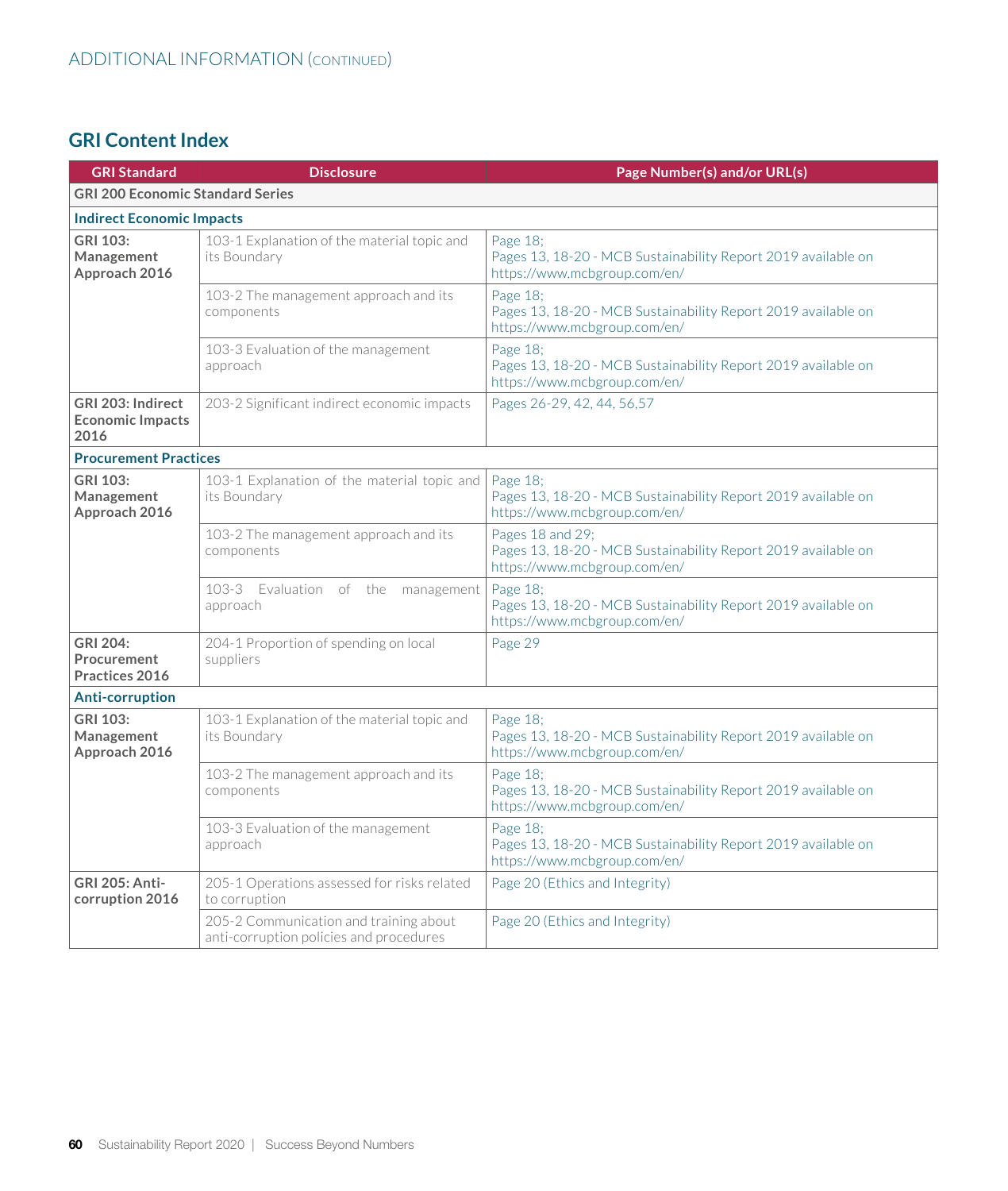ADDITIONAL INFORMATION (CONTINUED)

## GRI Content Index

| GRI Standard | Disclosure | Page Number(s) and/or URL(s) |
|---|---|---|
| **GRI 200 Economic Standard Series** | | |
| **Indirect Economic Impacts** | | |
| **GRI 103: Management Approach 2016** | 103-1 Explanation of the material topic and its Boundary | Page 18; Pages 13, 18-20 - MCB Sustainability Report 2019 available on https://www.mcbgroup.com/en/ |
| | 103-2 The management approach and its components | Page 18; Pages 13, 18-20 - MCB Sustainability Report 2019 available on https://www.mcbgroup.com/en/ |
| | 103-3 Evaluation of the management approach | Page 18; Pages 13, 18-20 - MCB Sustainability Report 2019 available on https://www.mcbgroup.com/en/ |
| **GRI 203: Indirect Economic Impacts 2016** | 203-2 Significant indirect economic impacts | Pages 26-29, 42, 44, 56,57 |
| **Procurement Practices** | | |
| **GRI 103: Management Approach 2016** | 103-1 Explanation of the material topic and its Boundary | Page 18; Pages 13, 18-20 - MCB Sustainability Report 2019 available on https://www.mcbgroup.com/en/ |
| | 103-2 The management approach and its components | Pages 18 and 29; Pages 13, 18-20 - MCB Sustainability Report 2019 available on https://www.mcbgroup.com/en/ |
| | 103-3 Evaluation of the management approach | Page 18; Pages 13, 18-20 - MCB Sustainability Report 2019 available on https://www.mcbgroup.com/en/ |
| **GRI 204: Procurement Practices 2016** | 204-1 Proportion of spending on local suppliers | Page 29 |
| **Anti-corruption** | | |
| **GRI 103: Management Approach 2016** | 103-1 Explanation of the material topic and its Boundary | Page 18; Pages 13, 18-20 - MCB Sustainability Report 2019 available on https://www.mcbgroup.com/en/ |
| | 103-2 The management approach and its components | Page 18; Pages 13, 18-20 - MCB Sustainability Report 2019 available on https://www.mcbgroup.com/en/ |
| | 103-3 Evaluation of the management approach | Page 18; Pages 13, 18-20 - MCB Sustainability Report 2019 available on https://www.mcbgroup.com/en/ |
| **GRI 205: Anti-corruption 2016** | 205-1 Operations assessed for risks related to corruption | Page 20 (Ethics and Integrity) |
| | 205-2 Communication and training about anti-corruption policies and procedures | Page 20 (Ethics and Integrity) |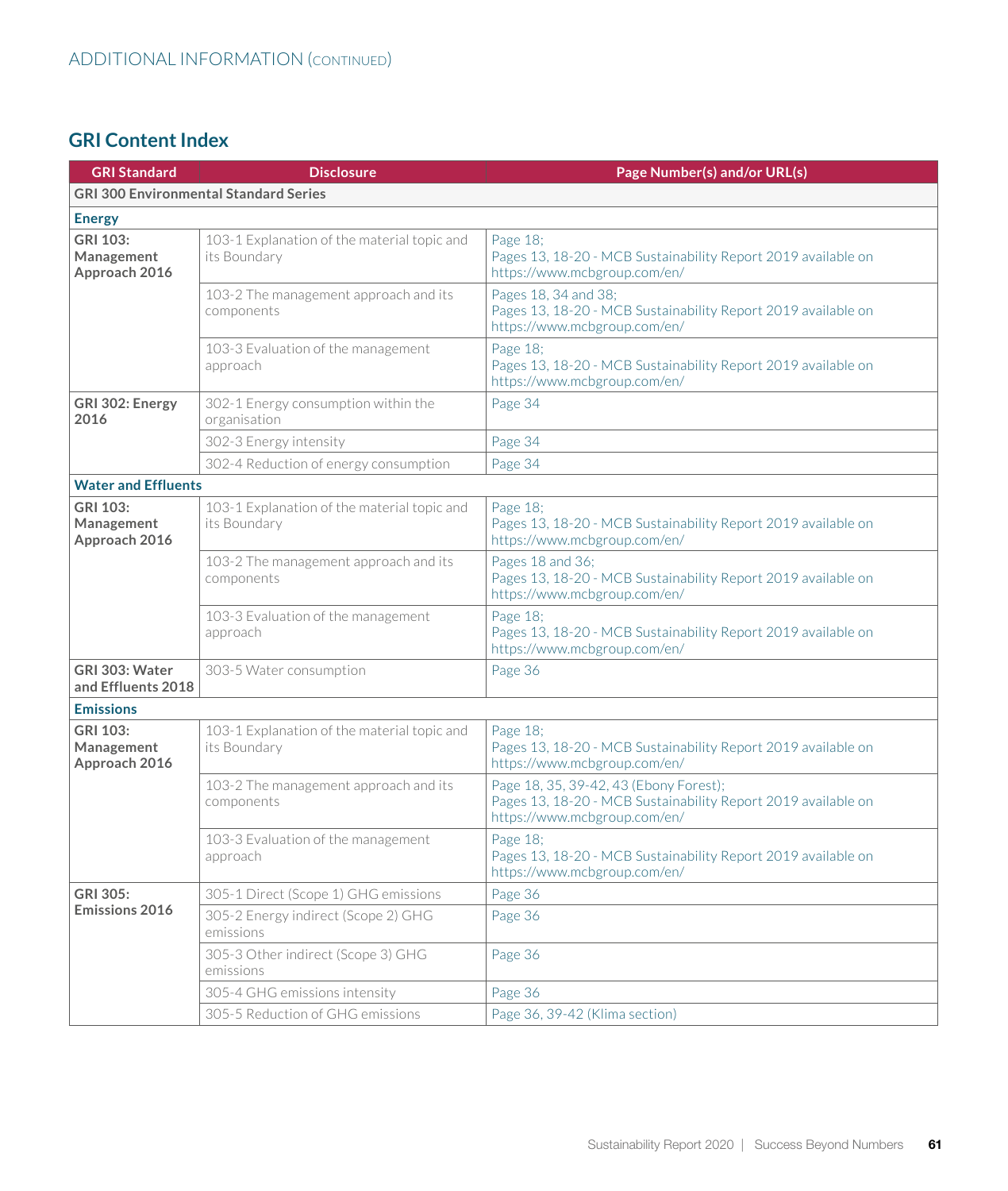ADDITIONAL INFORMATION (CONTINUED)

## GRI Content Index

| GRI Standard | Disclosure | Page Number(s) and/or URL(s) |
|---|---|---|
| **GRI 300 Environmental Standard Series** | | |
| **Energy** | | |
| **GRI 103: Management Approach 2016** | 103-1 Explanation of the material topic and its Boundary | Page 18; Pages 13, 18-20 - MCB Sustainability Report 2019 available on https://www.mcbgroup.com/en/ |
| | 103-2 The management approach and its components | Pages 18, 34 and 38; Pages 13, 18-20 - MCB Sustainability Report 2019 available on https://www.mcbgroup.com/en/ |
| | 103-3 Evaluation of the management approach | Page 18; Pages 13, 18-20 - MCB Sustainability Report 2019 available on https://www.mcbgroup.com/en/ |
| **GRI 302: Energy 2016** | 302-1 Energy consumption within the organisation | Page 34 |
| | 302-3 Energy intensity | Page 34 |
| | 302-4 Reduction of energy consumption | Page 34 |
| **Water and Effluents** | | |
| **GRI 103: Management Approach 2016** | 103-1 Explanation of the material topic and its Boundary | Page 18; Pages 13, 18-20 - MCB Sustainability Report 2019 available on https://www.mcbgroup.com/en/ |
| | 103-2 The management approach and its components | Pages 18 and 36; Pages 13, 18-20 - MCB Sustainability Report 2019 available on https://www.mcbgroup.com/en/ |
| | 103-3 Evaluation of the management approach | Page 18; Pages 13, 18-20 - MCB Sustainability Report 2019 available on https://www.mcbgroup.com/en/ |
| **GRI 303: Water and Effluents 2018** | 303-5 Water consumption | Page 36 |
| **Emissions** | | |
| **GRI 103: Management Approach 2016** | 103-1 Explanation of the material topic and its Boundary | Page 18; Pages 13, 18-20 - MCB Sustainability Report 2019 available on https://www.mcbgroup.com/en/ |
| | 103-2 The management approach and its components | Page 18, 35, 39-42, 43 (Ebony Forest); Pages 13, 18-20 - MCB Sustainability Report 2019 available on https://www.mcbgroup.com/en/ |
| | 103-3 Evaluation of the management approach | Page 18; Pages 13, 18-20 - MCB Sustainability Report 2019 available on https://www.mcbgroup.com/en/ |
| **GRI 305: Emissions 2016** | 305-1 Direct (Scope 1) GHG emissions | Page 36 |
| | 305-2 Energy indirect (Scope 2) GHG emissions | Page 36 |
| | 305-3 Other indirect (Scope 3) GHG emissions | Page 36 |
| | 305-4 GHG emissions intensity | Page 36 |
| | 305-5 Reduction of GHG emissions | Page 36, 39-42 (Klima section) |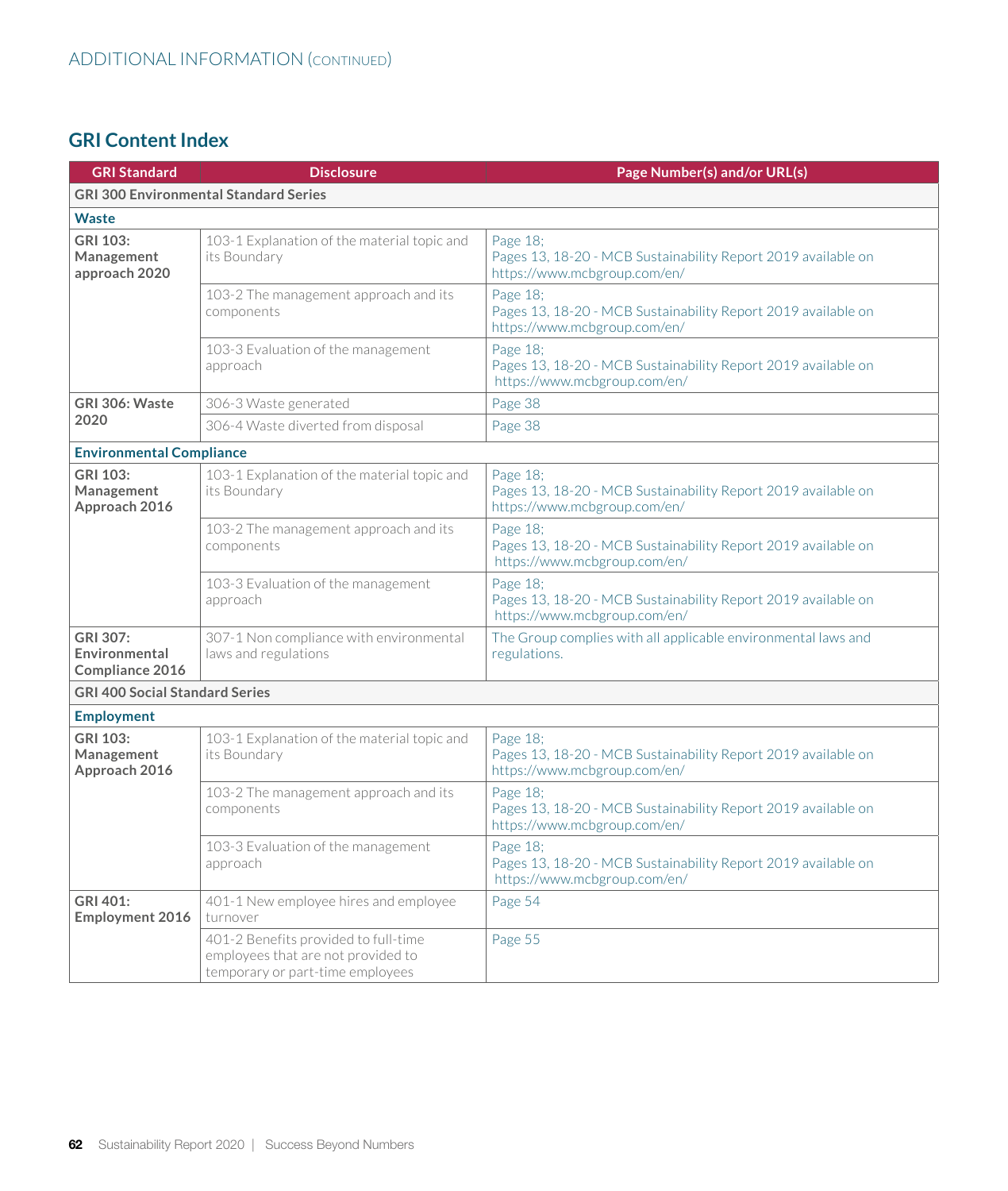ADDITIONAL INFORMATION (CONTINUED)

## GRI Content Index

| GRI Standard | Disclosure | Page Number(s) and/or URL(s) |
|---|---|---|
| **GRI 300 Environmental Standard Series** | | |
| **Waste** | | |
| **GRI 103: Management approach 2020** | 103-1 Explanation of the material topic and its Boundary | Page 18; Pages 13, 18-20 - MCB Sustainability Report 2019 available on https://www.mcbgroup.com/en/ |
| | 103-2 The management approach and its components | Page 18; Pages 13, 18-20 - MCB Sustainability Report 2019 available on https://www.mcbgroup.com/en/ |
| | 103-3 Evaluation of the management approach | Page 18; Pages 13, 18-20 - MCB Sustainability Report 2019 available on https://www.mcbgroup.com/en/ |
| **GRI 306: Waste 2020** | 306-3 Waste generated | Page 38 |
| | 306-4 Waste diverted from disposal | Page 38 |
| **Environmental Compliance** | | |
| **GRI 103: Management Approach 2016** | 103-1 Explanation of the material topic and its Boundary | Page 18; Pages 13, 18-20 - MCB Sustainability Report 2019 available on https://www.mcbgroup.com/en/ |
| | 103-2 The management approach and its components | Page 18; Pages 13, 18-20 - MCB Sustainability Report 2019 available on https://www.mcbgroup.com/en/ |
| | 103-3 Evaluation of the management approach | Page 18; Pages 13, 18-20 - MCB Sustainability Report 2019 available on https://www.mcbgroup.com/en/ |
| **GRI 307: Environmental Compliance 2016** | 307-1 Non compliance with environmental laws and regulations | The Group complies with all applicable environmental laws and regulations. |
| **GRI 400 Social Standard Series** | | |
| **Employment** | | |
| **GRI 103: Management Approach 2016** | 103-1 Explanation of the material topic and its Boundary | Page 18; Pages 13, 18-20 - MCB Sustainability Report 2019 available on https://www.mcbgroup.com/en/ |
| | 103-2 The management approach and its components | Page 18; Pages 13, 18-20 - MCB Sustainability Report 2019 available on https://www.mcbgroup.com/en/ |
| | 103-3 Evaluation of the management approach | Page 18; Pages 13, 18-20 - MCB Sustainability Report 2019 available on https://www.mcbgroup.com/en/ |
| **GRI 401: Employment 2016** | 401-1 New employee hires and employee turnover | Page 54 |
| | 401-2 Benefits provided to full-time employees that are not provided to temporary or part-time employees | Page 55 |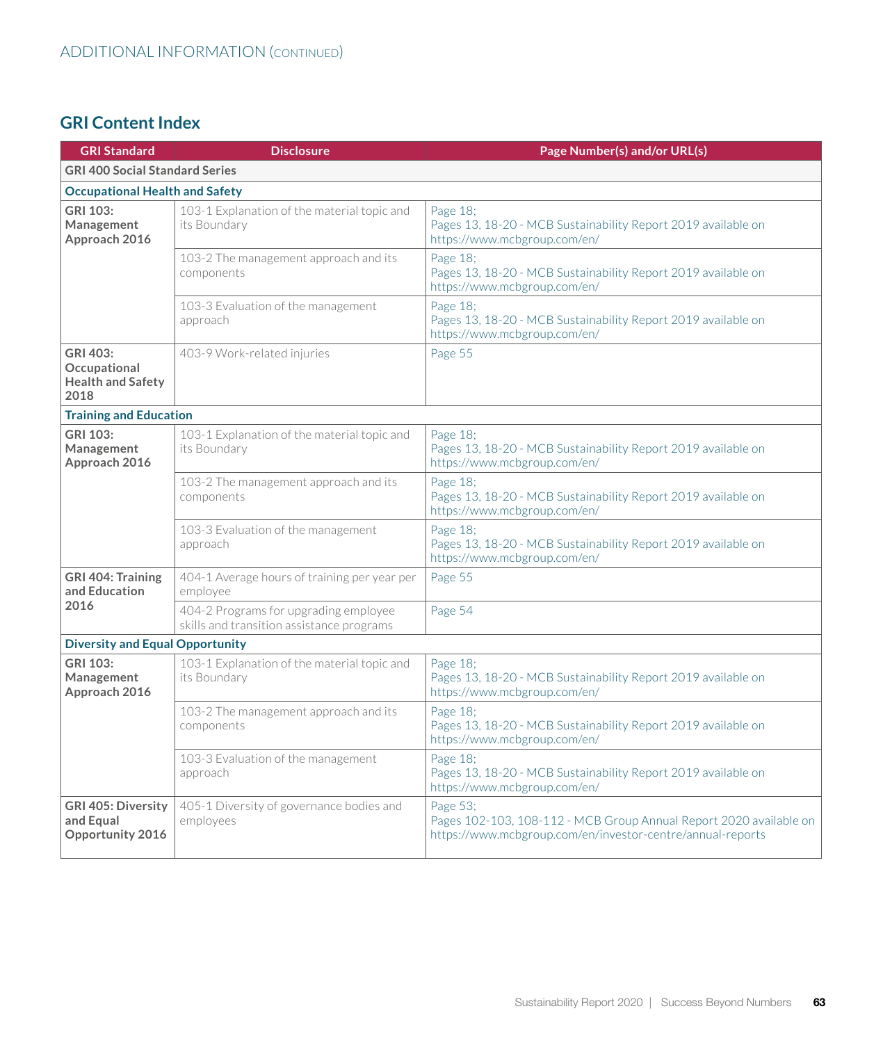ADDITIONAL INFORMATION (CONTINUED)

## GRI Content Index

| GRI Standard | Disclosure | Page Number(s) and/or URL(s) |
|---|---|---|
| **GRI 400 Social Standard Series** | | |
| **Occupational Health and Safety** | | |
| **GRI 103: Management Approach 2016** | 103-1 Explanation of the material topic and its Boundary | Page 18; Pages 13, 18-20 - MCB Sustainability Report 2019 available on https://www.mcbgroup.com/en/ |
| | 103-2 The management approach and its components | Page 18; Pages 13, 18-20 - MCB Sustainability Report 2019 available on https://www.mcbgroup.com/en/ |
| | 103-3 Evaluation of the management approach | Page 18; Pages 13, 18-20 - MCB Sustainability Report 2019 available on https://www.mcbgroup.com/en/ |
| **GRI 403: Occupational Health and Safety 2018** | 403-9 Work-related injuries | Page 55 |
| **Training and Education** | | |
| **GRI 103: Management Approach 2016** | 103-1 Explanation of the material topic and its Boundary | Page 18; Pages 13, 18-20 - MCB Sustainability Report 2019 available on https://www.mcbgroup.com/en/ |
| | 103-2 The management approach and its components | Page 18; Pages 13, 18-20 - MCB Sustainability Report 2019 available on https://www.mcbgroup.com/en/ |
| | 103-3 Evaluation of the management approach | Page 18; Pages 13, 18-20 - MCB Sustainability Report 2019 available on https://www.mcbgroup.com/en/ |
| **GRI 404: Training and Education 2016** | 404-1 Average hours of training per year per employee | Page 55 |
| | 404-2 Programs for upgrading employee skills and transition assistance programs | Page 54 |
| **Diversity and Equal Opportunity** | | |
| **GRI 103: Management Approach 2016** | 103-1 Explanation of the material topic and its Boundary | Page 18; Pages 13, 18-20 - MCB Sustainability Report 2019 available on https://www.mcbgroup.com/en/ |
| | 103-2 The management approach and its components | Page 18; Pages 13, 18-20 - MCB Sustainability Report 2019 available on https://www.mcbgroup.com/en/ |
| | 103-3 Evaluation of the management approach | Page 18; Pages 13, 18-20 - MCB Sustainability Report 2019 available on https://www.mcbgroup.com/en/ |
| **GRI 405: Diversity and Equal Opportunity 2016** | 405-1 Diversity of governance bodies and employees | Page 53; Pages 102-103, 108-112 - MCB Group Annual Report 2020 available on https://www.mcbgroup.com/en/investor-centre/annual-reports |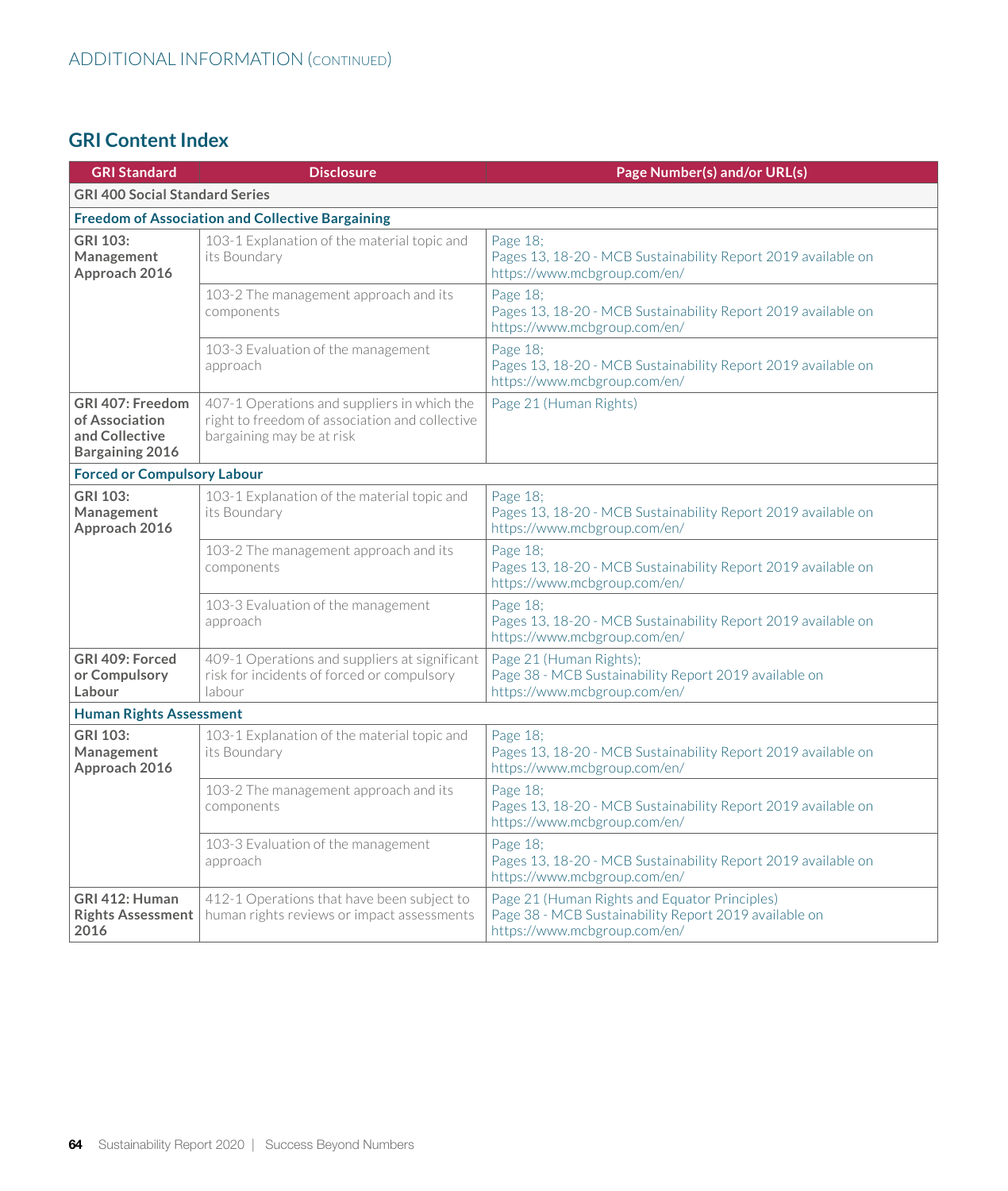ADDITIONAL INFORMATION (CONTINUED)

## GRI Content Index

| GRI Standard | Disclosure | Page Number(s) and/or URL(s) |
|---|---|---|
| **GRI 400 Social Standard Series** | | |
| **Freedom of Association and Collective Bargaining** | | |
| **GRI 103: Management Approach 2016** | 103-1 Explanation of the material topic and its Boundary | Page 18; Pages 13, 18-20 - MCB Sustainability Report 2019 available on https://www.mcbgroup.com/en/ |
| | 103-2 The management approach and its components | Page 18; Pages 13, 18-20 - MCB Sustainability Report 2019 available on https://www.mcbgroup.com/en/ |
| | 103-3 Evaluation of the management approach | Page 18; Pages 13, 18-20 - MCB Sustainability Report 2019 available on https://www.mcbgroup.com/en/ |
| **GRI 407: Freedom of Association and Collective Bargaining 2016** | 407-1 Operations and suppliers in which the right to freedom of association and collective bargaining may be at risk | Page 21 (Human Rights) |
| **Forced or Compulsory Labour** | | |
| **GRI 103: Management Approach 2016** | 103-1 Explanation of the material topic and its Boundary | Page 18; Pages 13, 18-20 - MCB Sustainability Report 2019 available on https://www.mcbgroup.com/en/ |
| | 103-2 The management approach and its components | Page 18; Pages 13, 18-20 - MCB Sustainability Report 2019 available on https://www.mcbgroup.com/en/ |
| | 103-3 Evaluation of the management approach | Page 18; Pages 13, 18-20 - MCB Sustainability Report 2019 available on https://www.mcbgroup.com/en/ |
| **GRI 409: Forced or Compulsory Labour** | 409-1 Operations and suppliers at significant risk for incidents of forced or compulsory labour | Page 21 (Human Rights); Page 38 - MCB Sustainability Report 2019 available on https://www.mcbgroup.com/en/ |
| **Human Rights Assessment** | | |
| **GRI 103: Management Approach 2016** | 103-1 Explanation of the material topic and its Boundary | Page 18; Pages 13, 18-20 - MCB Sustainability Report 2019 available on https://www.mcbgroup.com/en/ |
| | 103-2 The management approach and its components | Page 18; Pages 13, 18-20 - MCB Sustainability Report 2019 available on https://www.mcbgroup.com/en/ |
| | 103-3 Evaluation of the management approach | Page 18; Pages 13, 18-20 - MCB Sustainability Report 2019 available on https://www.mcbgroup.com/en/ |
| **GRI 412: Human Rights Assessment 2016** | 412-1 Operations that have been subject to human rights reviews or impact assessments | Page 21 (Human Rights and Equator Principles) Page 38 - MCB Sustainability Report 2019 available on https://www.mcbgroup.com/en/ |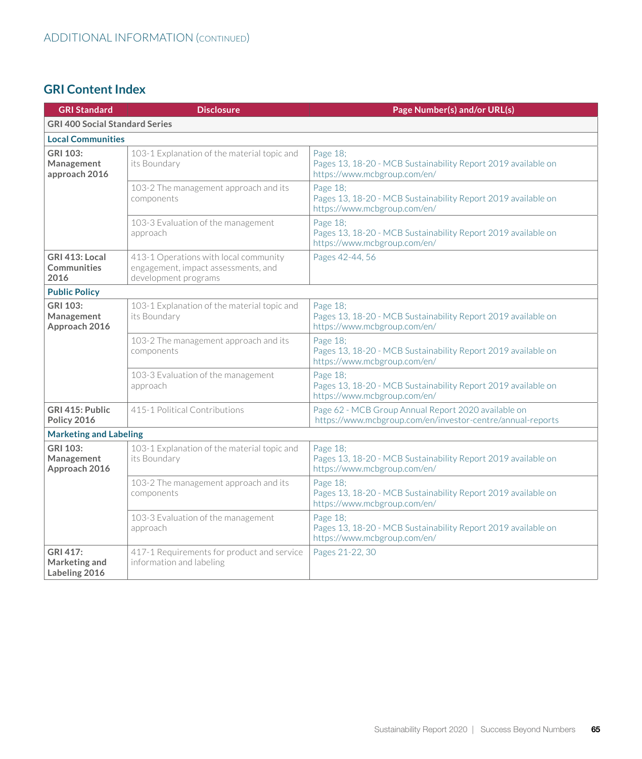ADDITIONAL INFORMATION (CONTINUED)

## GRI Content Index

| GRI Standard | Disclosure | Page Number(s) and/or URL(s) |
|---|---|---|
| **GRI 400 Social Standard Series** | | |
| **Local Communities** | | |
| **GRI 103: Management approach 2016** | 103-1 Explanation of the material topic and its Boundary | Page 18; Pages 13, 18-20 - MCB Sustainability Report 2019 available on https://www.mcbgroup.com/en/ |
| | 103-2 The management approach and its components | Page 18; Pages 13, 18-20 - MCB Sustainability Report 2019 available on https://www.mcbgroup.com/en/ |
| | 103-3 Evaluation of the management approach | Page 18; Pages 13, 18-20 - MCB Sustainability Report 2019 available on https://www.mcbgroup.com/en/ |
| **GRI 413: Local Communities 2016** | 413-1 Operations with local community engagement, impact assessments, and development programs | Pages 42-44, 56 |
| **Public Policy** | | |
| **GRI 103: Management Approach 2016** | 103-1 Explanation of the material topic and its Boundary | Page 18; Pages 13, 18-20 - MCB Sustainability Report 2019 available on https://www.mcbgroup.com/en/ |
| | 103-2 The management approach and its components | Page 18; Pages 13, 18-20 - MCB Sustainability Report 2019 available on https://www.mcbgroup.com/en/ |
| | 103-3 Evaluation of the management approach | Page 18; Pages 13, 18-20 - MCB Sustainability Report 2019 available on https://www.mcbgroup.com/en/ |
| **GRI 415: Public Policy 2016** | 415-1 Political Contributions | Page 62 - MCB Group Annual Report 2020 available on https://www.mcbgroup.com/en/investor-centre/annual-reports |
| **Marketing and Labeling** | | |
| **GRI 103: Management Approach 2016** | 103-1 Explanation of the material topic and its Boundary | Page 18; Pages 13, 18-20 - MCB Sustainability Report 2019 available on https://www.mcbgroup.com/en/ |
| | 103-2 The management approach and its components | Page 18; Pages 13, 18-20 - MCB Sustainability Report 2019 available on https://www.mcbgroup.com/en/ |
| | 103-3 Evaluation of the management approach | Page 18; Pages 13, 18-20 - MCB Sustainability Report 2019 available on https://www.mcbgroup.com/en/ |
| **GRI 417: Marketing and Labeling 2016** | 417-1 Requirements for product and service information and labeling | Pages 21-22, 30 |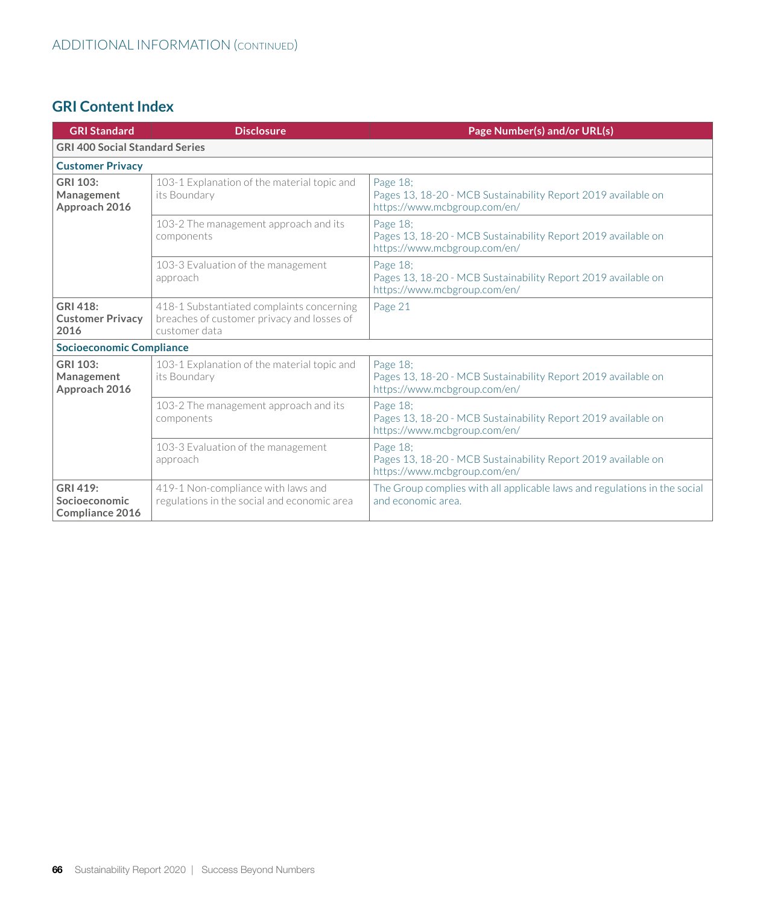ADDITIONAL INFORMATION (CONTINUED)

## GRI Content Index

| GRI Standard | Disclosure | Page Number(s) and/or URL(s) |
|---|---|---|
| **GRI 400 Social Standard Series** | | |
| **Customer Privacy** | | |
| **GRI 103: Management Approach 2016** | 103-1 Explanation of the material topic and its Boundary | Page 18; Pages 13, 18-20 - MCB Sustainability Report 2019 available on https://www.mcbgroup.com/en/ |
| | 103-2 The management approach and its components | Page 18; Pages 13, 18-20 - MCB Sustainability Report 2019 available on https://www.mcbgroup.com/en/ |
| | 103-3 Evaluation of the management approach | Page 18; Pages 13, 18-20 - MCB Sustainability Report 2019 available on https://www.mcbgroup.com/en/ |
| **GRI 418: Customer Privacy 2016** | 418-1 Substantiated complaints concerning breaches of customer privacy and losses of customer data | Page 21 |
| **Socioeconomic Compliance** | | |
| **GRI 103: Management Approach 2016** | 103-1 Explanation of the material topic and its Boundary | Page 18; Pages 13, 18-20 - MCB Sustainability Report 2019 available on https://www.mcbgroup.com/en/ |
| | 103-2 The management approach and its components | Page 18; Pages 13, 18-20 - MCB Sustainability Report 2019 available on https://www.mcbgroup.com/en/ |
| | 103-3 Evaluation of the management approach | Page 18; Pages 13, 18-20 - MCB Sustainability Report 2019 available on https://www.mcbgroup.com/en/ |
| **GRI 419: Socioeconomic Compliance 2016** | 419-1 Non-compliance with laws and regulations in the social and economic area | The Group complies with all applicable laws and regulations in the social and economic area. |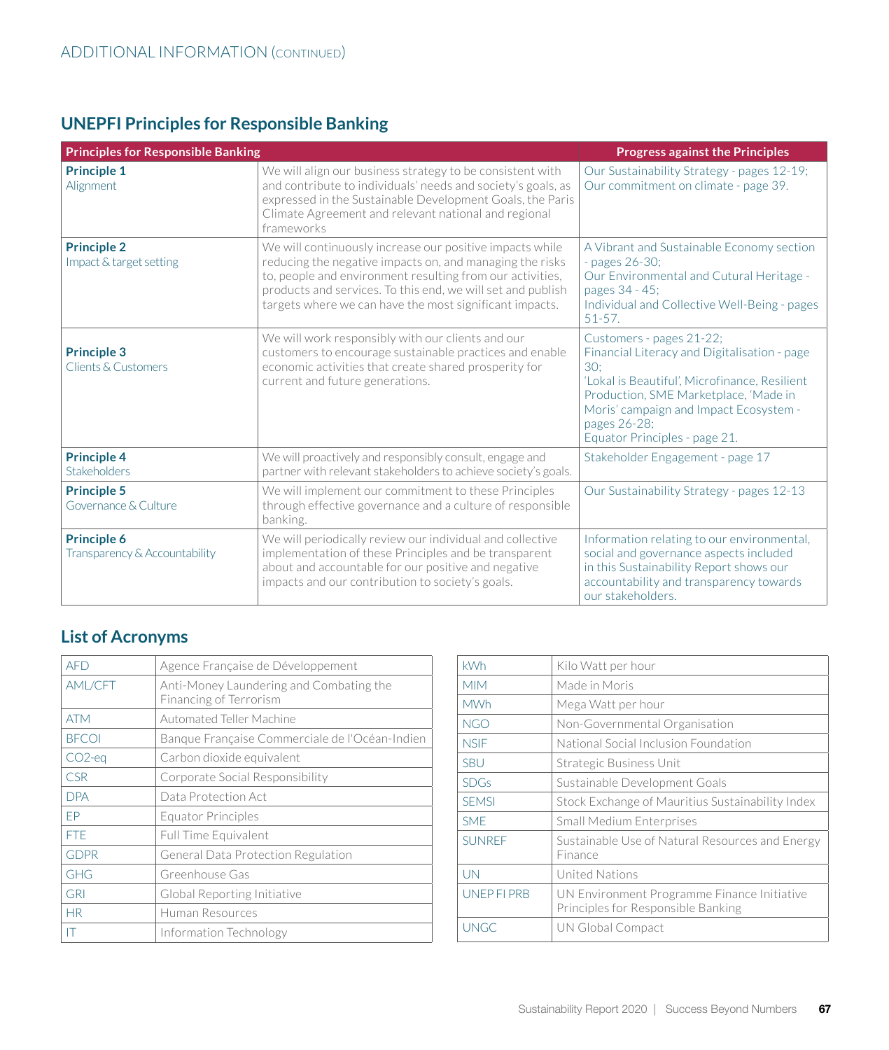ADDITIONAL INFORMATION (CONTINUED)

## UNEPFI Principles for Responsible Banking

| Principles for Responsible Banking | | Progress against the Principles |
|---|---|---|
| **Principle 1** Alignment | We will align our business strategy to be consistent with and contribute to individuals' needs and society's goals, as expressed in the Sustainable Development Goals, the Paris Climate Agreement and relevant national and regional frameworks | Our Sustainability Strategy - pages 12-19; Our commitment on climate - page 39. |
| **Principle 2** Impact & target setting | We will continuously increase our positive impacts while reducing the negative impacts on, and managing the risks to, people and environment resulting from our activities, products and services. To this end, we will set and publish targets where we can have the most significant impacts. | A Vibrant and Sustainable Economy section - pages 26-30; Our Environmental and Cutural Heritage - pages 34 - 45; Individual and Collective Well-Being - pages 51-57. |
| **Principle 3** Clients & Customers | We will work responsibly with our clients and our customers to encourage sustainable practices and enable economic activities that create shared prosperity for current and future generations. | Customers - pages 21-22; Financial Literacy and Digitalisation - page 30; 'Lokal is Beautiful', Microfinance, Resilient Production, SME Marketplace, 'Made in Moris' campaign and Impact Ecosystem - pages 26-28; Equator Principles - page 21. |
| **Principle 4** Stakeholders | We will proactively and responsibly consult, engage and partner with relevant stakeholders to achieve society's goals. | Stakeholder Engagement - page 17 |
| **Principle 5** Governance & Culture | We will implement our commitment to these Principles through effective governance and a culture of responsible banking. | Our Sustainability Strategy - pages 12-13 |
| **Principle 6** Transparency & Accountability | We will periodically review our individual and collective implementation of these Principles and be transparent about and accountable for our positive and negative impacts and our contribution to society's goals. | Information relating to our environmental, social and governance aspects included in this Sustainability Report shows our accountability and transparency towards our stakeholders. |

## List of Acronyms

| | |
|---|---|
| AFD | Agence Française de Développement |
| AML/CFT | Anti-Money Laundering and Combating the Financing of Terrorism |
| ATM | Automated Teller Machine |
| BFCOI | Banque Française Commerciale de l'Océan-Indien |
| CO2-eq | Carbon dioxide equivalent |
| CSR | Corporate Social Responsibility |
| DPA | Data Protection Act |
| EP | Equator Principles |
| FTE | Full Time Equivalent |
| GDPR | General Data Protection Regulation |
| GHG | Greenhouse Gas |
| GRI | Global Reporting Initiative |
| HR | Human Resources |
| IT | Information Technology |
| kWh | Kilo Watt per hour |
| MIM | Made in Moris |
| MWh | Mega Watt per hour |
| NGO | Non-Governmental Organisation |
| NSIF | National Social Inclusion Foundation |
| SBU | Strategic Business Unit |
| SDGs | Sustainable Development Goals |
| SEMSI | Stock Exchange of Mauritius Sustainability Index |
| SME | Small Medium Enterprises |
| SUNREF | Sustainable Use of Natural Resources and Energy Finance |
| UN | United Nations |
| UNEP FI PRB | UN Environment Programme Finance Initiative Principles for Responsible Banking |
| UNGC | UN Global Compact |